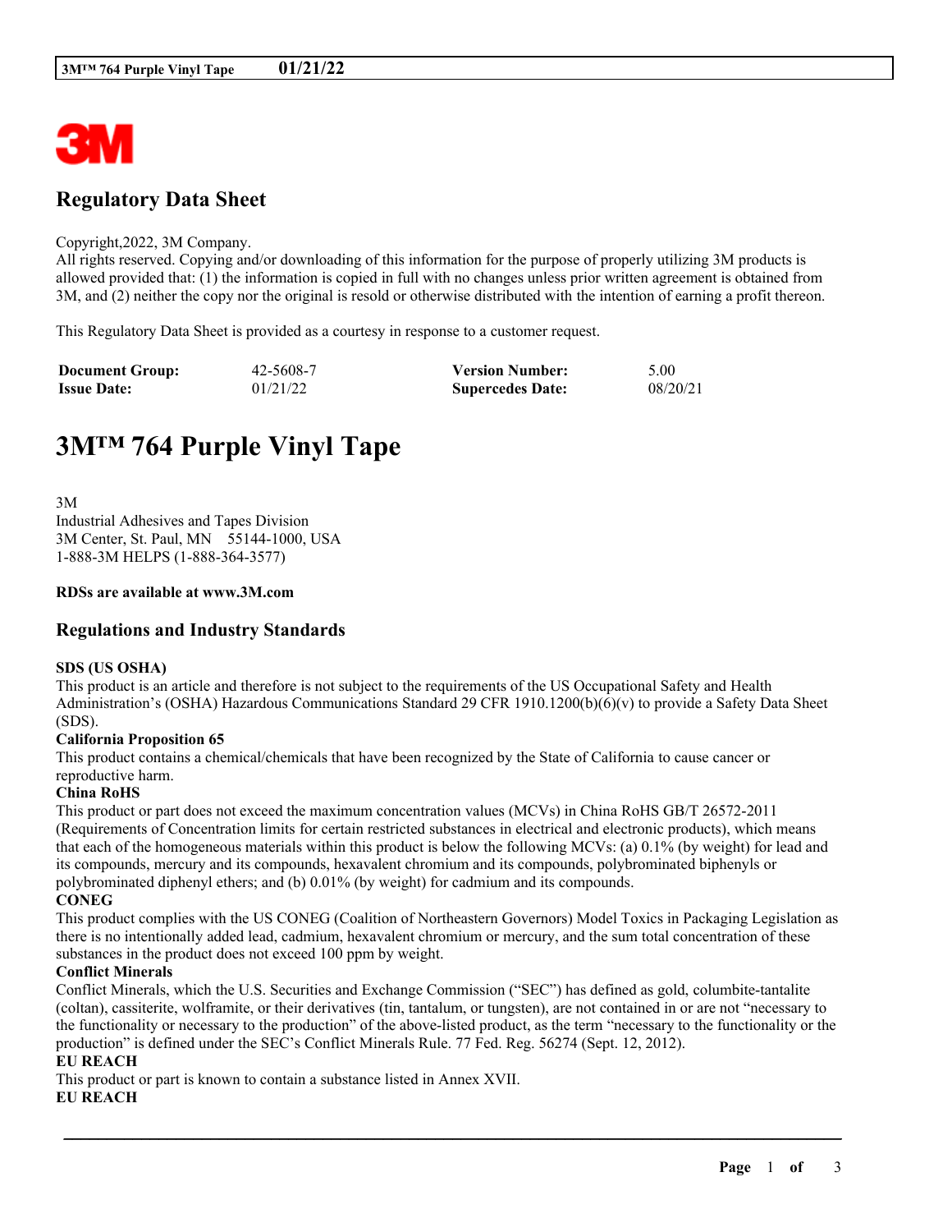# Regulatory Data Sheet

Copyright,2022, 3M Company.
All rights reserved. Copying and/or downloading of this information for the purpose of properly utilizing 3M products is allowed provided that: (1) the information is copied in full with no changes unless prior written agreement is obtained from 3M, and (2) neither the copy nor the original is resold or otherwise distributed with the intention of earning a profit thereon.

This Regulatory Data Sheet is provided as a courtesy in response to a customer request.

| **Document Group:** | 42-5608-7 | **Version Number:** | 5.00 |
|---|---|---|---|
| **Issue Date:** | 01/21/22 | **Supercedes Date:** | 08/20/21 |

# 3M™ 764 Purple Vinyl Tape

3M
Industrial Adhesives and Tapes Division
3M Center, St. Paul, MN 55144-1000, USA
1-888-3M HELPS (1-888-364-3577)

**RDSs are available at www.3M.com**

## Regulations and Industry Standards

**SDS (US OSHA)**
This product is an article and therefore is not subject to the requirements of the US Occupational Safety and Health Administration's (OSHA) Hazardous Communications Standard 29 CFR 1910.1200(b)(6)(v) to provide a Safety Data Sheet (SDS).

**California Proposition 65**
This product contains a chemical/chemicals that have been recognized by the State of California to cause cancer or reproductive harm.

**China RoHS**
This product or part does not exceed the maximum concentration values (MCVs) in China RoHS GB/T 26572-2011 (Requirements of Concentration limits for certain restricted substances in electrical and electronic products), which means that each of the homogeneous materials within this product is below the following MCVs: (a) 0.1% (by weight) for lead and its compounds, mercury and its compounds, hexavalent chromium and its compounds, polybrominated biphenyls or polybrominated diphenyl ethers; and (b) 0.01% (by weight) for cadmium and its compounds.

**CONEG**
This product complies with the US CONEG (Coalition of Northeastern Governors) Model Toxics in Packaging Legislation as there is no intentionally added lead, cadmium, hexavalent chromium or mercury, and the sum total concentration of these substances in the product does not exceed 100 ppm by weight.

**Conflict Minerals**
Conflict Minerals, which the U.S. Securities and Exchange Commission ("SEC") has defined as gold, columbite-tantalite (coltan), cassiterite, wolframite, or their derivatives (tin, tantalum, or tungsten), are not contained in or are not "necessary to the functionality or necessary to the production" of the above-listed product, as the term "necessary to the functionality or the production" is defined under the SEC's Conflict Minerals Rule. 77 Fed. Reg. 56274 (Sept. 12, 2012).

**EU REACH**
This product or part is known to contain a substance listed in Annex XVII.

**EU REACH**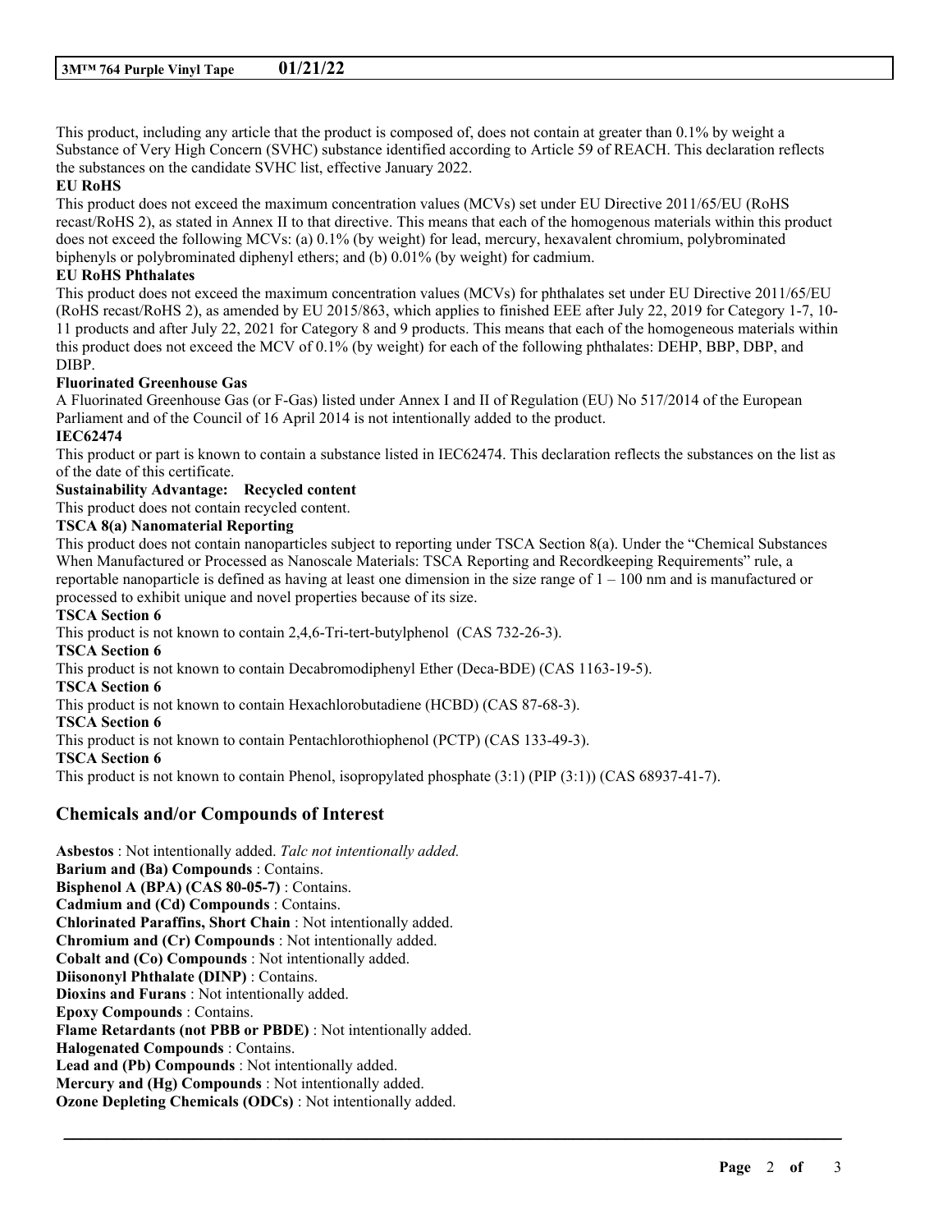This product, including any article that the product is composed of, does not contain at greater than 0.1% by weight a Substance of Very High Concern (SVHC) substance identified according to Article 59 of REACH. This declaration reflects the substances on the candidate SVHC list, effective January 2022.

**EU RoHS**

This product does not exceed the maximum concentration values (MCVs) set under EU Directive 2011/65/EU (RoHS recast/RoHS 2), as stated in Annex II to that directive. This means that each of the homogenous materials within this product does not exceed the following MCVs: (a) 0.1% (by weight) for lead, mercury, hexavalent chromium, polybrominated biphenyls or polybrominated diphenyl ethers; and (b) 0.01% (by weight) for cadmium.

**EU RoHS Phthalates**

This product does not exceed the maximum concentration values (MCVs) for phthalates set under EU Directive 2011/65/EU (RoHS recast/RoHS 2), as amended by EU 2015/863, which applies to finished EEE after July 22, 2019 for Category 1-7, 10-11 products and after July 22, 2021 for Category 8 and 9 products. This means that each of the homogeneous materials within this product does not exceed the MCV of 0.1% (by weight) for each of the following phthalates: DEHP, BBP, DBP, and DIBP.

**Fluorinated Greenhouse Gas**

A Fluorinated Greenhouse Gas (or F-Gas) listed under Annex I and II of Regulation (EU) No 517/2014 of the European Parliament and of the Council of 16 April 2014 is not intentionally added to the product.

**IEC62474**

This product or part is known to contain a substance listed in IEC62474. This declaration reflects the substances on the list as of the date of this certificate.

**Sustainability Advantage: Recycled content**

This product does not contain recycled content.

**TSCA 8(a) Nanomaterial Reporting**

This product does not contain nanoparticles subject to reporting under TSCA Section 8(a). Under the "Chemical Substances When Manufactured or Processed as Nanoscale Materials: TSCA Reporting and Recordkeeping Requirements" rule, a reportable nanoparticle is defined as having at least one dimension in the size range of 1 – 100 nm and is manufactured or processed to exhibit unique and novel properties because of its size.

**TSCA Section 6**

This product is not known to contain 2,4,6-Tri-tert-butylphenol (CAS 732-26-3).

**TSCA Section 6**

This product is not known to contain Decabromodiphenyl Ether (Deca-BDE) (CAS 1163-19-5).

**TSCA Section 6**

This product is not known to contain Hexachlorobutadiene (HCBD) (CAS 87-68-3).

**TSCA Section 6**

This product is not known to contain Pentachlorothiophenol (PCTP) (CAS 133-49-3).

**TSCA Section 6**

This product is not known to contain Phenol, isopropylated phosphate (3:1) (PIP (3:1)) (CAS 68937-41-7).

## Chemicals and/or Compounds of Interest

**Asbestos** : Not intentionally added. *Talc not intentionally added.*
**Barium and (Ba) Compounds** : Contains.
**Bisphenol A (BPA) (CAS 80-05-7)** : Contains.
**Cadmium and (Cd) Compounds** : Contains.
**Chlorinated Paraffins, Short Chain** : Not intentionally added.
**Chromium and (Cr) Compounds** : Not intentionally added.
**Cobalt and (Co) Compounds** : Not intentionally added.
**Diisononyl Phthalate (DINP)** : Contains.
**Dioxins and Furans** : Not intentionally added.
**Epoxy Compounds** : Contains.
**Flame Retardants (not PBB or PBDE)** : Not intentionally added.
**Halogenated Compounds** : Contains.
**Lead and (Pb) Compounds** : Not intentionally added.
**Mercury and (Hg) Compounds** : Not intentionally added.
**Ozone Depleting Chemicals (ODCs)** : Not intentionally added.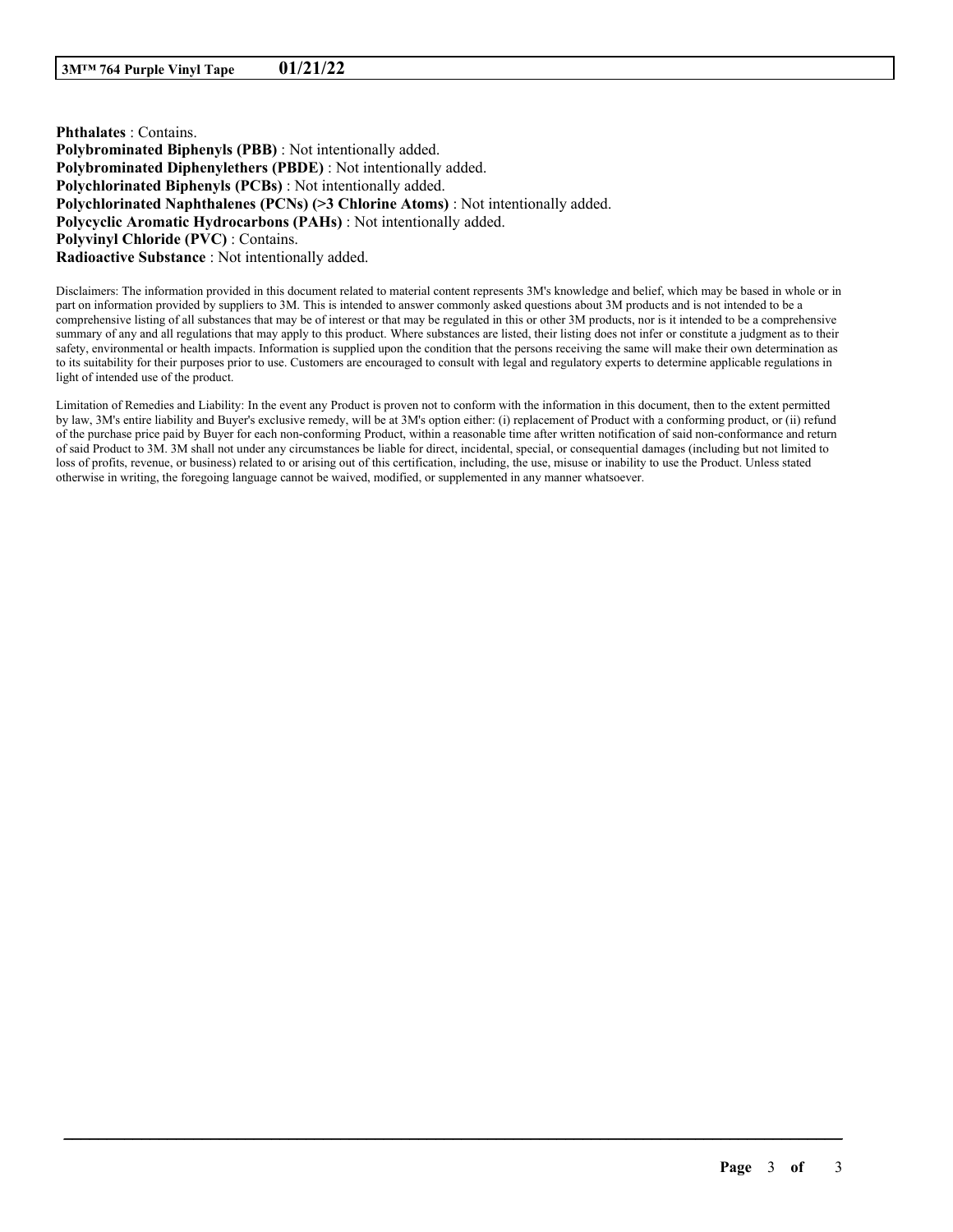**Phthalates** : Contains.
**Polybrominated Biphenyls (PBB)** : Not intentionally added.
**Polybrominated Diphenylethers (PBDE)** : Not intentionally added.
**Polychlorinated Biphenyls (PCBs)** : Not intentionally added.
**Polychlorinated Naphthalenes (PCNs) (>3 Chlorine Atoms)** : Not intentionally added.
**Polycyclic Aromatic Hydrocarbons (PAHs)** : Not intentionally added.
**Polyvinyl Chloride (PVC)** : Contains.
**Radioactive Substance** : Not intentionally added.

Disclaimers: The information provided in this document related to material content represents 3M's knowledge and belief, which may be based in whole or in part on information provided by suppliers to 3M. This is intended to answer commonly asked questions about 3M products and is not intended to be a comprehensive listing of all substances that may be of interest or that may be regulated in this or other 3M products, nor is it intended to be a comprehensive summary of any and all regulations that may apply to this product. Where substances are listed, their listing does not infer or constitute a judgment as to their safety, environmental or health impacts. Information is supplied upon the condition that the persons receiving the same will make their own determination as to its suitability for their purposes prior to use. Customers are encouraged to consult with legal and regulatory experts to determine applicable regulations in light of intended use of the product.

Limitation of Remedies and Liability: In the event any Product is proven not to conform with the information in this document, then to the extent permitted by law, 3M's entire liability and Buyer's exclusive remedy, will be at 3M's option either: (i) replacement of Product with a conforming product, or (ii) refund of the purchase price paid by Buyer for each non-conforming Product, within a reasonable time after written notification of said non-conformance and return of said Product to 3M. 3M shall not under any circumstances be liable for direct, incidental, special, or consequential damages (including but not limited to loss of profits, revenue, or business) related to or arising out of this certification, including, the use, misuse or inability to use the Product. Unless stated otherwise in writing, the foregoing language cannot be waived, modified, or supplemented in any manner whatsoever.